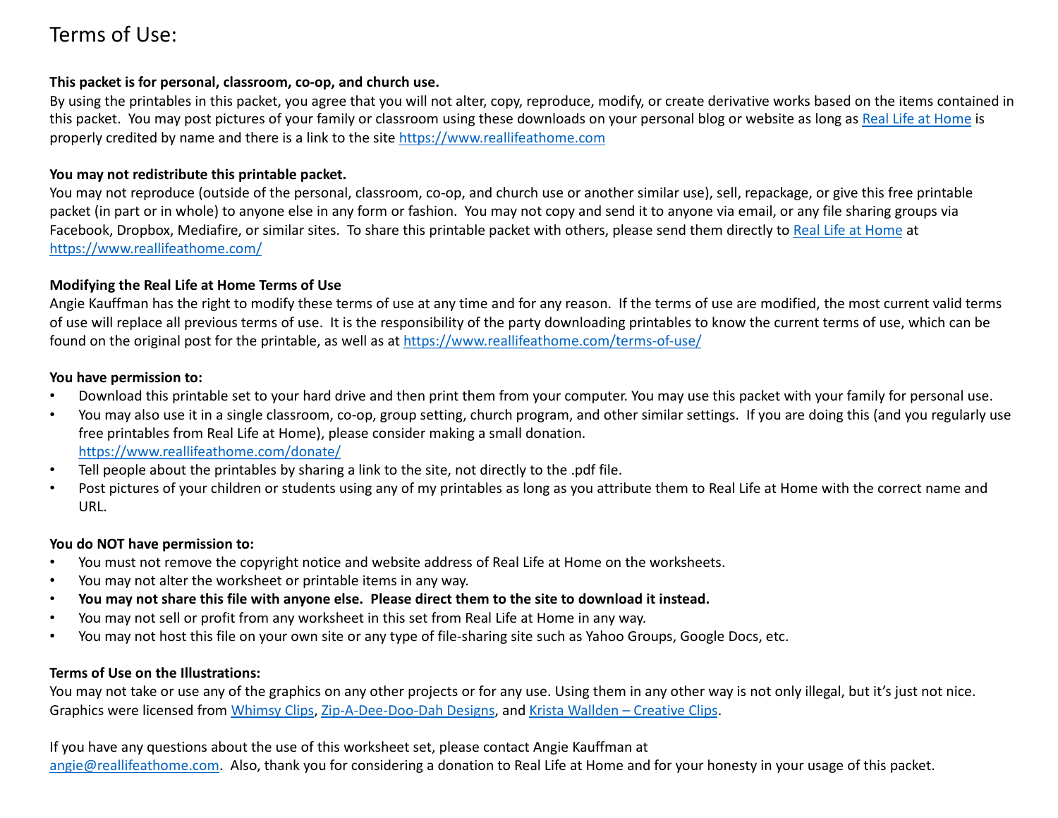# Terms of Use:

**This packet is for personal, classroom, co-op, and church use.**
By using the printables in this packet, you agree that you will not alter, copy, reproduce, modify, or create derivative works based on the items contained in this packet. You may post pictures of your family or classroom using these downloads on your personal blog or website as long as Real Life at Home is properly credited by name and there is a link to the site https://www.reallifeathome.com

**You may not redistribute this printable packet.**
You may not reproduce (outside of the personal, classroom, co-op, and church use or another similar use), sell, repackage, or give this free printable packet (in part or in whole) to anyone else in any form or fashion. You may not copy and send it to anyone via email, or any file sharing groups via Facebook, Dropbox, Mediafire, or similar sites. To share this printable packet with others, please send them directly to Real Life at Home at https://www.reallifeathome.com/

**Modifying the Real Life at Home Terms of Use**
Angie Kauffman has the right to modify these terms of use at any time and for any reason. If the terms of use are modified, the most current valid terms of use will replace all previous terms of use. It is the responsibility of the party downloading printables to know the current terms of use, which can be found on the original post for the printable, as well as at https://www.reallifeathome.com/terms-of-use/

**You have permission to:**

- Download this printable set to your hard drive and then print them from your computer. You may use this packet with your family for personal use.
- You may also use it in a single classroom, co-op, group setting, church program, and other similar settings. If you are doing this (and you regularly use free printables from Real Life at Home), please consider making a small donation. https://www.reallifeathome.com/donate/
- Tell people about the printables by sharing a link to the site, not directly to the .pdf file.
- Post pictures of your children or students using any of my printables as long as you attribute them to Real Life at Home with the correct name and URL.

**You do NOT have permission to:**

- You must not remove the copyright notice and website address of Real Life at Home on the worksheets.
- You may not alter the worksheet or printable items in any way.
- **You may not share this file with anyone else. Please direct them to the site to download it instead.**
- You may not sell or profit from any worksheet in this set from Real Life at Home in any way.
- You may not host this file on your own site or any type of file-sharing site such as Yahoo Groups, Google Docs, etc.

**Terms of Use on the Illustrations:**
You may not take or use any of the graphics on any other projects or for any use. Using them in any other way is not only illegal, but it's just not nice. Graphics were licensed from Whimsy Clips, Zip-A-Dee-Doo-Dah Designs, and Krista Wallden – Creative Clips.

If you have any questions about the use of this worksheet set, please contact Angie Kauffman at angie@reallifeathome.com. Also, thank you for considering a donation to Real Life at Home and for your honesty in your usage of this packet.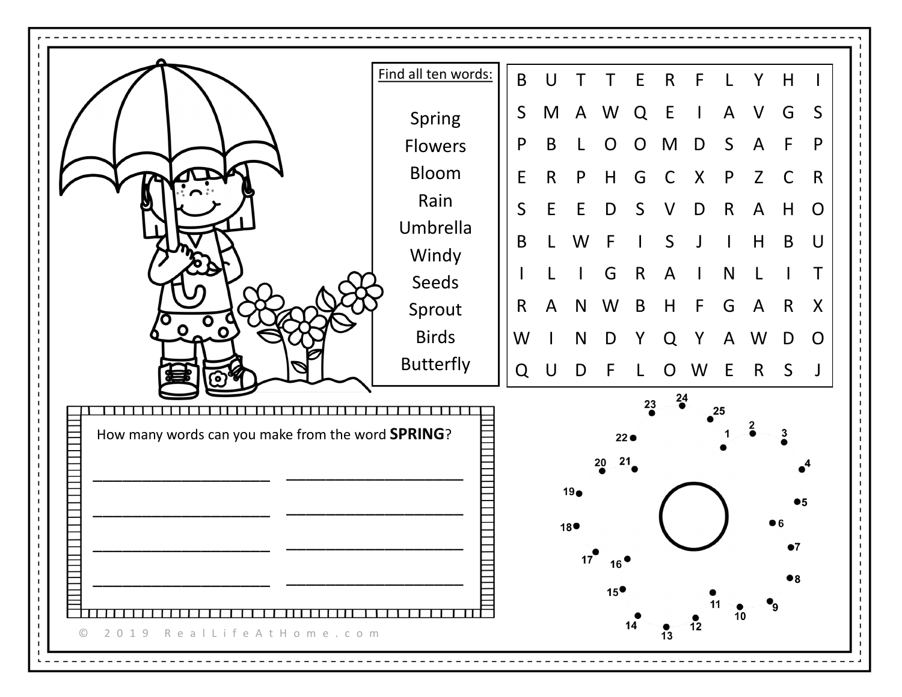Find all ten words:

Spring
Flowers
Bloom
Rain
Umbrella
Windy
Seeds
Sprout
Birds
Butterfly

| | | | | | | | | | | |
|---|---|---|---|---|---|---|---|---|---|---|
| B | U | T | T | E | R | F | L | Y | H | I |
| S | M | A | W | Q | E | I | A | V | G | S |
| P | B | L | O | O | M | D | S | A | F | P |
| E | R | P | H | G | C | X | P | Z | C | R |
| S | E | E | D | S | V | D | R | A | H | O |
| B | L | W | F | I | S | J | I | H | B | U |
| I | L | I | G | R | A | I | N | L | I | T |
| R | A | N | W | B | H | F | G | A | R | X |
| W | I | N | D | Y | Q | Y | A | W | D | O |
| Q | U | D | F | L | O | W | E | R | S | J |

How many words can you make from the word **SPRING**?

____________________ ____________________

____________________ ____________________

____________________ ____________________

____________________ ____________________

23 24 25 1 2 3 22 21 20 4 19 5 18 6 7 17 16 8 15 11 10 9 14 13 12

© 2019 RealLifeAtHome.com